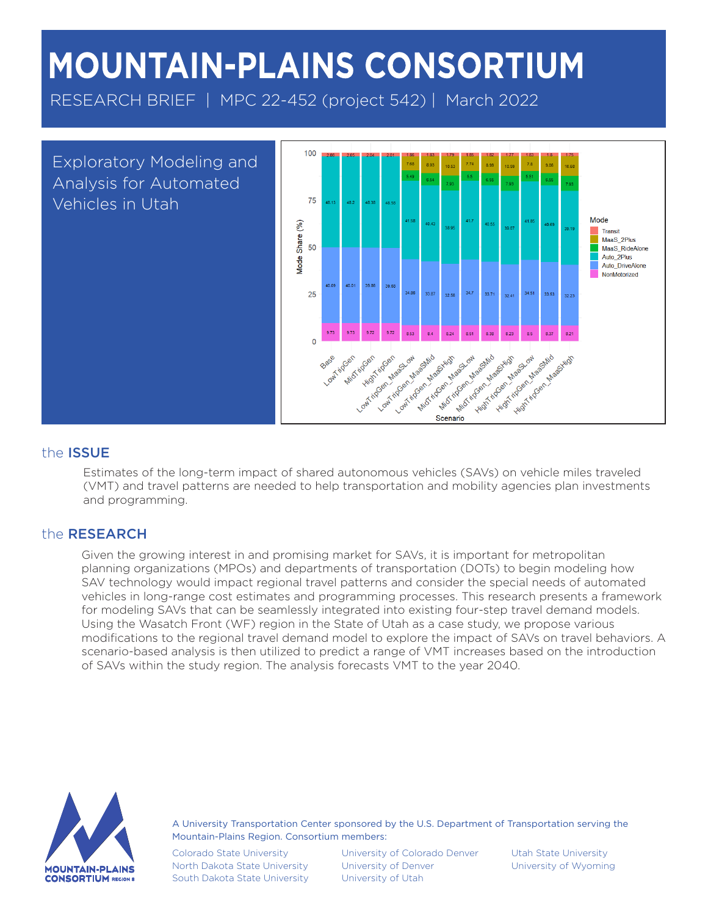# MOUNTAIN-PLAINS CONSORTIUM

RESEARCH BRIEF | MPC 22-452 (project 542) | March 2022

## Exploratory Modeling and Analysis for Automated Vehicles in Utah

## the ISSUE

Estimates of the long-term impact of shared autonomous vehicles (SAVs) on vehicle miles traveled (VMT) and travel patterns are needed to help transportation and mobility agencies plan investments and programming.

## the RESEARCH

Given the growing interest in and promising market for SAVs, it is important for metropolitan planning organizations (MPOs) and departments of transportation (DOTs) to begin modeling how SAV technology would impact regional travel patterns and consider the special needs of automated vehicles in long-range cost estimates and programming processes. This research presents a framework for modeling SAVs that can be seamlessly integrated into existing four-step travel demand models. Using the Wasatch Front (WF) region in the State of Utah as a case study, we propose various modifications to the regional travel demand model to explore the impact of SAVs on travel behaviors. A scenario-based analysis is then utilized to predict a range of VMT increases based on the introduction of SAVs within the study region. The analysis forecasts VMT to the year 2040.

A University Transportation Center sponsored by the U.S. Department of Transportation serving the Mountain-Plains Region. Consortium members:

Colorado State University
North Dakota State University
South Dakota State University
University of Colorado Denver
University of Denver
University of Utah
Utah State University
University of Wyoming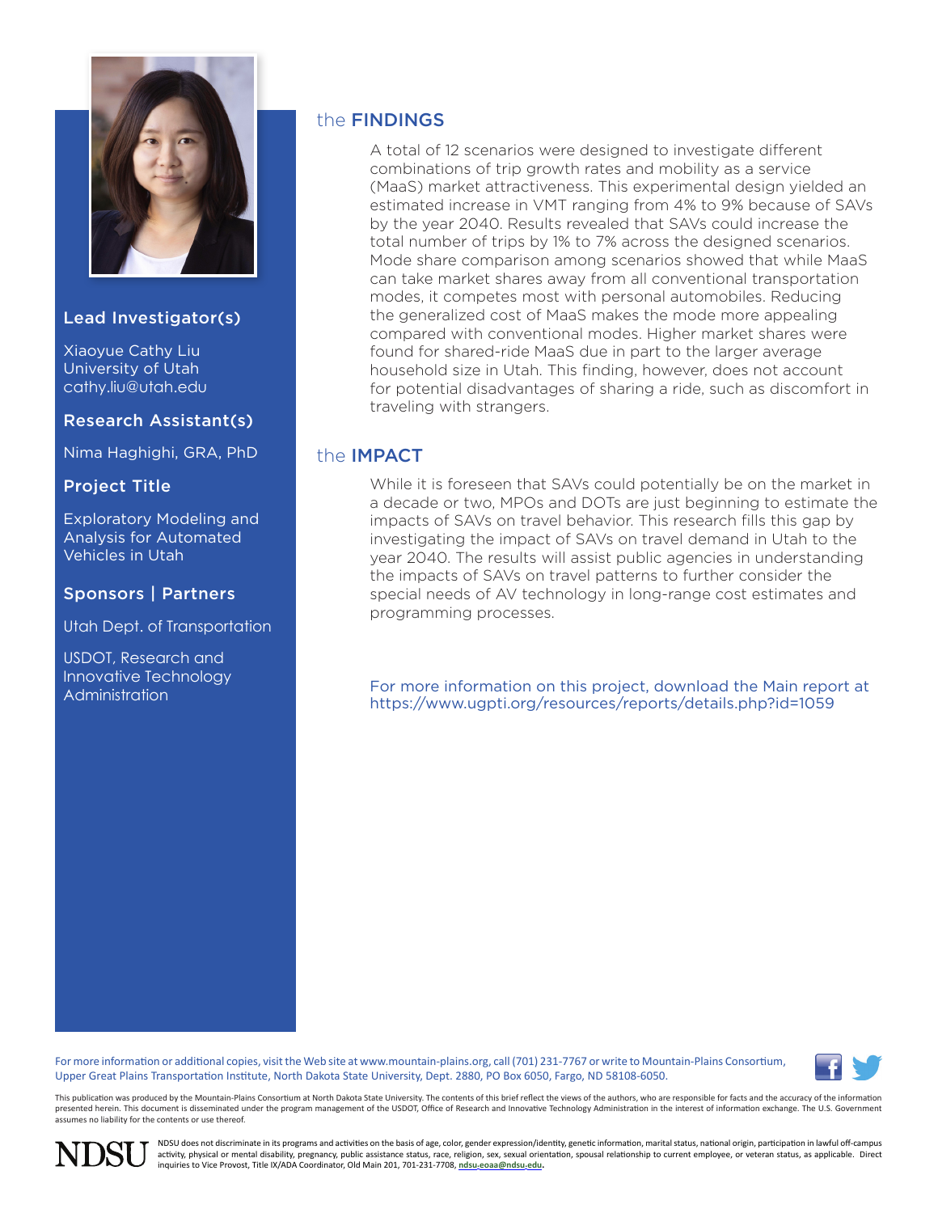### Lead Investigator(s)

Xiaoyue Cathy Liu
University of Utah
cathy.liu@utah.edu

### Research Assistant(s)

Nima Haghighi, GRA, PhD

### Project Title

Exploratory Modeling and Analysis for Automated Vehicles in Utah

### Sponsors | Partners

Utah Dept. of Transportation

USDOT, Research and Innovative Technology Administration

## the FINDINGS

A total of 12 scenarios were designed to investigate different combinations of trip growth rates and mobility as a service (MaaS) market attractiveness. This experimental design yielded an estimated increase in VMT ranging from 4% to 9% because of SAVs by the year 2040. Results revealed that SAVs could increase the total number of trips by 1% to 7% across the designed scenarios. Mode share comparison among scenarios showed that while MaaS can take market shares away from all conventional transportation modes, it competes most with personal automobiles. Reducing the generalized cost of MaaS makes the mode more appealing compared with conventional modes. Higher market shares were found for shared-ride MaaS due in part to the larger average household size in Utah. This finding, however, does not account for potential disadvantages of sharing a ride, such as discomfort in traveling with strangers.

## the IMPACT

While it is foreseen that SAVs could potentially be on the market in a decade or two, MPOs and DOTs are just beginning to estimate the impacts of SAVs on travel behavior. This research fills this gap by investigating the impact of SAVs on travel demand in Utah to the year 2040. The results will assist public agencies in understanding the impacts of SAVs on travel patterns to further consider the special needs of AV technology in long-range cost estimates and programming processes.

For more information on this project, download the Main report at https://www.ugpti.org/resources/reports/details.php?id=1059

For more information or additional copies, visit the Web site at www.mountain-plains.org, call (701) 231-7767 or write to Mountain-Plains Consortium, Upper Great Plains Transportation Institute, North Dakota State University, Dept. 2880, PO Box 6050, Fargo, ND 58108-6050.

This publication was produced by the Mountain-Plains Consortium at North Dakota State University. The contents of this brief reflect the views of the authors, who are responsible for facts and the accuracy of the information presented herein. This document is disseminated under the program management of the USDOT, Office of Research and Innovative Technology Administration in the interest of information exchange. The U.S. Government assumes no liability for the contents or use thereof.

NDSU

NDSU does not discriminate in its programs and activities on the basis of age, color, gender expression/identity, genetic information, marital status, national origin, participation in lawful off-campus activity, physical or mental disability, pregnancy, public assistance status, race, religion, sex, sexual orientation, spousal relationship to current employee, or veteran status, as applicable. Direct inquiries to Vice Provost, Title IX/ADA Coordinator, Old Main 201, 701-231-7708, ndsu.eoaa@ndsu.edu.